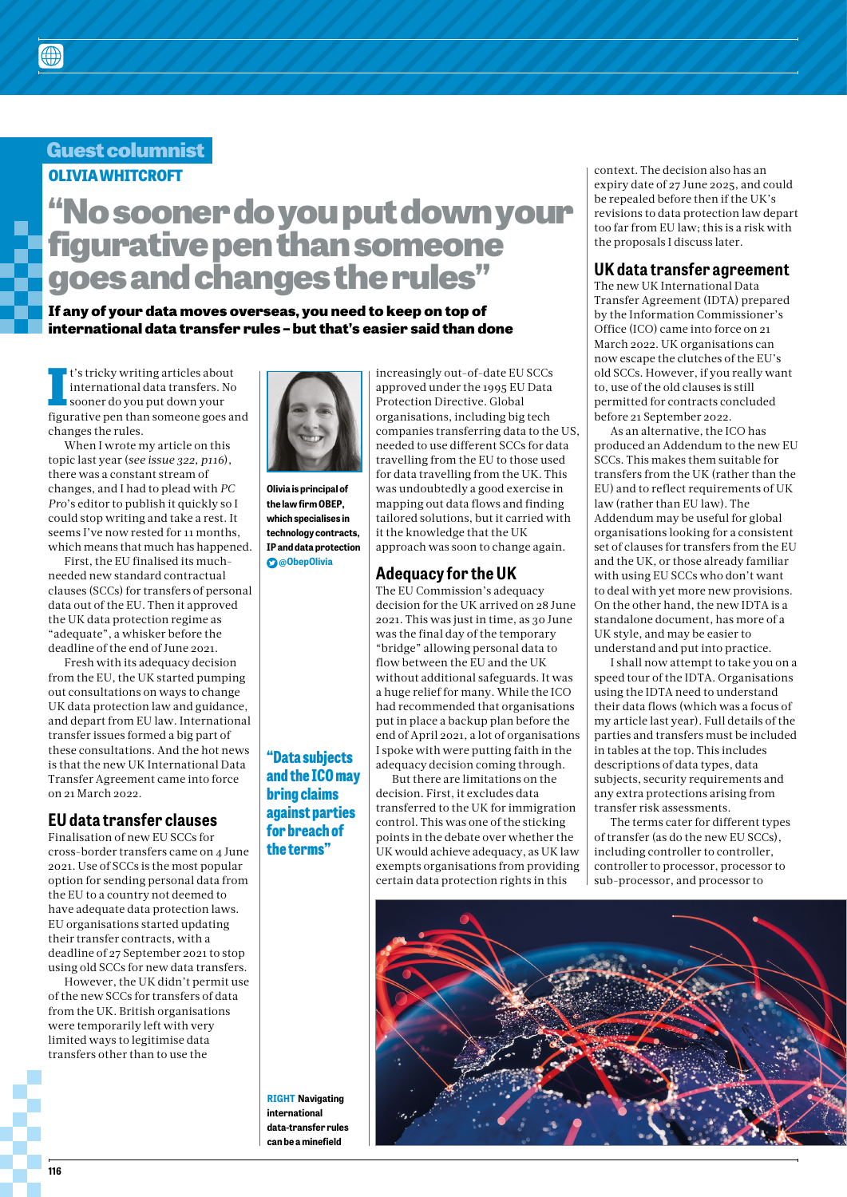Guest columnist

**OLIVIA WHITCROFT**

# "No sooner do you put down your figurative pen than someone goes and changes the rules"

**If any of your data moves overseas, you need to keep on top of international data transfer rules – but that's easier said than done**

It's tricky writing articles about international data transfers. No sooner do you put down your figurative pen than someone goes and changes the rules.

When I wrote my article on this topic last year (*see issue 322, p116*), there was a constant stream of changes, and I had to plead with *PC Pro*'s editor to publish it quickly so I could stop writing and take a rest. It seems I've now rested for 11 months, which means that much has happened.

First, the EU finalised its much-needed new standard contractual clauses (SCCs) for transfers of personal data out of the EU. Then it approved the UK data protection regime as "adequate", a whisker before the deadline of the end of June 2021.

Fresh with its adequacy decision from the EU, the UK started pumping out consultations on ways to change UK data protection law and guidance, and depart from EU law. International transfer issues formed a big part of these consultations. And the hot news is that the new UK International Data Transfer Agreement came into force on 21 March 2022.

**Olivia is principal of the law firm OBEP, which specialises in technology contracts, IP and data protection** @ObepOlivia

## EU data transfer clauses

Finalisation of new EU SCCs for cross-border transfers came on 4 June 2021. Use of SCCs is the most popular option for sending personal data from the EU to a country not deemed to have adequate data protection laws. EU organisations started updating their transfer contracts, with a deadline of 27 September 2021 to stop using old SCCs for new data transfers.

However, the UK didn't permit use of the new SCCs for transfers of data from the UK. British organisations were temporarily left with very limited ways to legitimise data transfers other than to use the increasingly out-of-date EU SCCs approved under the 1995 EU Data Protection Directive. Global organisations, including big tech companies transferring data to the US, needed to use different SCCs for data travelling from the EU to those used for data travelling from the UK. This was undoubtedly a good exercise in mapping out data flows and finding tailored solutions, but it carried with it the knowledge that the UK approach was soon to change again.

"Data subjects and the ICO may bring claims against parties for breach of the terms"

## Adequacy for the UK

The EU Commission's adequacy decision for the UK arrived on 28 June 2021. This was just in time, as 30 June was the final day of the temporary "bridge" allowing personal data to flow between the EU and the UK without additional safeguards. It was a huge relief for many. While the ICO had recommended that organisations put in place a backup plan before the end of April 2021, a lot of organisations I spoke with were putting faith in the adequacy decision coming through.

But there are limitations on the decision. First, it excludes data transferred to the UK for immigration control. This was one of the sticking points in the debate over whether the UK would achieve adequacy, as UK law exempts organisations from providing certain data protection rights in this context. The decision also has an expiry date of 27 June 2025, and could be repealed before then if the UK's revisions to data protection law depart too far from EU law; this is a risk with the proposals I discuss later.

## UK data transfer agreement

The new UK International Data Transfer Agreement (IDTA) prepared by the Information Commissioner's Office (ICO) came into force on 21 March 2022. UK organisations can now escape the clutches of the EU's old SCCs. However, if you really want to, use of the old clauses is still permitted for contracts concluded before 21 September 2022.

As an alternative, the ICO has produced an Addendum to the new EU SCCs. This makes them suitable for transfers from the UK (rather than the EU) and to reflect requirements of UK law (rather than EU law). The Addendum may be useful for global organisations looking for a consistent set of clauses for transfers from the EU and the UK, or those already familiar with using EU SCCs who don't want to deal with yet more new provisions. On the other hand, the new IDTA is a standalone document, has more of a UK style, and may be easier to understand and put into practice.

I shall now attempt to take you on a speed tour of the IDTA. Organisations using the IDTA need to understand their data flows (which was a focus of my article last year). Full details of the parties and transfers must be included in tables at the top. This includes descriptions of data types, data subjects, security requirements and any extra protections arising from transfer risk assessments.

The terms cater for different types of transfer (as do the new EU SCCs), including controller to controller, controller to processor, processor to sub-processor, and processor to

**RIGHT** Navigating international data-transfer rules can be a minefield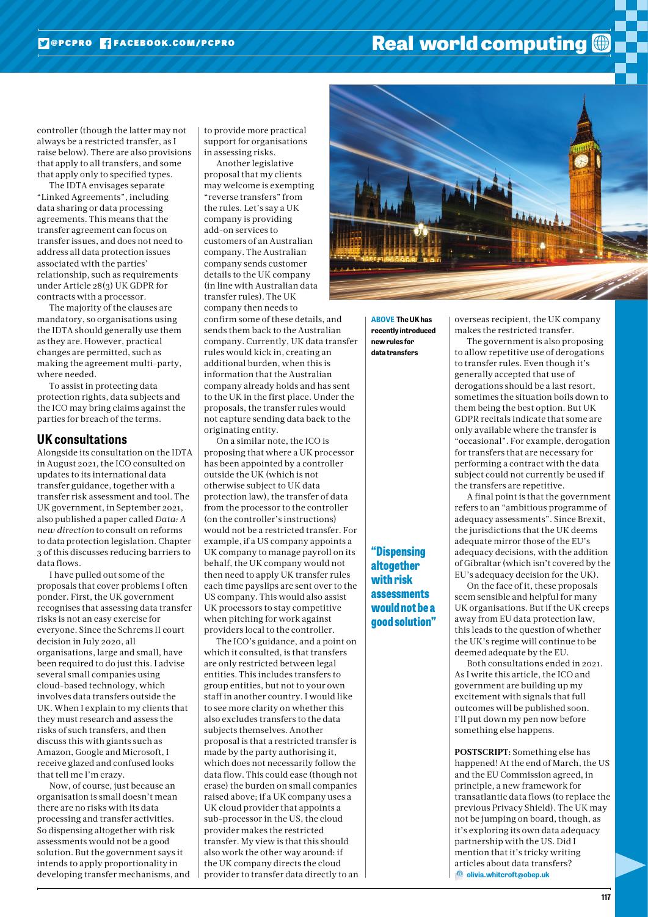controller (though the latter may not always be a restricted transfer, as I raise below). There are also provisions that apply to all transfers, and some that apply only to specified types.

The IDTA envisages separate "Linked Agreements", including data sharing or data processing agreements. This means that the transfer agreement can focus on transfer issues, and does not need to address all data protection issues associated with the parties' relationship, such as requirements under Article 28(3) UK GDPR for contracts with a processor.

The majority of the clauses are mandatory, so organisations using the IDTA should generally use them as they are. However, practical changes are permitted, such as making the agreement multi-party, where needed.

To assist in protecting data protection rights, data subjects and the ICO may bring claims against the parties for breach of the terms.

## UK consultations

Alongside its consultation on the IDTA in August 2021, the ICO consulted on updates to its international data transfer guidance, together with a transfer risk assessment and tool. The UK government, in September 2021, also published a paper called *Data: A new direction* to consult on reforms to data protection legislation. Chapter 3 of this discusses reducing barriers to data flows.

I have pulled out some of the proposals that cover problems I often ponder. First, the UK government recognises that assessing data transfer risks is not an easy exercise for everyone. Since the Schrems II court decision in July 2020, all organisations, large and small, have been required to do just this. I advise several small companies using cloud-based technology, which involves data transfers outside the UK. When I explain to my clients that they must research and assess the risks of such transfers, and then discuss this with giants such as Amazon, Google and Microsoft, I receive glazed and confused looks that tell me I'm crazy.

Now, of course, just because an organisation is small doesn't mean there are no risks with its data processing and transfer activities. So dispensing altogether with risk assessments would not be a good solution. But the government says it intends to apply proportionality in developing transfer mechanisms, and to provide more practical support for organisations in assessing risks.

Another legislative proposal that my clients may welcome is exempting "reverse transfers" from the rules. Let's say a UK company is providing add-on services to customers of an Australian company. The Australian company sends customer details to the UK company (in line with Australian data transfer rules). The UK company then needs to confirm some of these details, and sends them back to the Australian company. Currently, UK data transfer rules would kick in, creating an additional burden, when this is information that the Australian company already holds and has sent to the UK in the first place. Under the proposals, the transfer rules would not capture sending data back to the originating entity.

On a similar note, the ICO is proposing that where a UK processor has been appointed by a controller outside the UK (which is not otherwise subject to UK data protection law), the transfer of data from the processor to the controller (on the controller's instructions) would not be a restricted transfer. For example, if a US company appoints a UK company to manage payroll on its behalf, the UK company would not then need to apply UK transfer rules each time payslips are sent over to the US company. This would also assist UK processors to stay competitive when pitching for work against providers local to the controller.

The ICO's guidance, and a point on which it consulted, is that transfers are only restricted between legal entities. This includes transfers to group entities, but not to your own staff in another country. I would like to see more clarity on whether this also excludes transfers to the data subjects themselves. Another proposal is that a restricted transfer is made by the party authorising it, which does not necessarily follow the data flow. This could ease (though not erase) the burden on small companies raised above; if a UK company uses a UK cloud provider that appoints a sub-processor in the US, the cloud provider makes the restricted transfer. My view is that this should also work the other way around: if the UK company directs the cloud provider to transfer data directly to an overseas recipient, the UK company makes the restricted transfer.

**ABOVE** **The UK has recently introduced new rules for data transfers**

**"Dispensing altogether with risk assessments would not be a good solution"**

The government is also proposing to allow repetitive use of derogations to transfer rules. Even though it's generally accepted that use of derogations should be a last resort, sometimes the situation boils down to them being the best option. But UK GDPR recitals indicate that some are only available where the transfer is "occasional". For example, derogation for transfers that are necessary for performing a contract with the data subject could not currently be used if the transfers are repetitive.

A final point is that the government refers to an "ambitious programme of adequacy assessments". Since Brexit, the jurisdictions that the UK deems adequate mirror those of the EU's adequacy decisions, with the addition of Gibraltar (which isn't covered by the EU's adequacy decision for the UK).

On the face of it, these proposals seem sensible and helpful for many UK organisations. But if the UK creeps away from EU data protection law, this leads to the question of whether the UK's regime will continue to be deemed adequate by the EU.

Both consultations ended in 2021. As I write this article, the ICO and government are building up my excitement with signals that full outcomes will be published soon. I'll put down my pen now before something else happens.

**POSTSCRIPT:** Something else has happened! At the end of March, the US and the EU Commission agreed, in principle, a new framework for transatlantic data flows (to replace the previous Privacy Shield). The UK may not be jumping on board, though, as it's exploring its own data adequacy partnership with the US. Did I mention that it's tricky writing articles about data transfers?

**olivia.whitcroft@obep.uk**